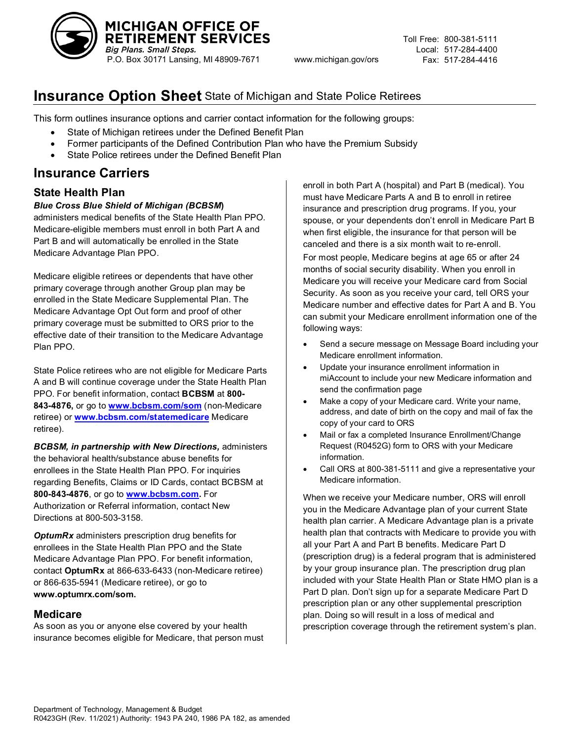**MICHIGAN OFFICE OF RETIREMENT SERVICES**
*Big Plans. Small Steps.*
P.O. Box 30171 Lansing, MI 48909-7671

www.michigan.gov/ors

Toll Free: 800-381-5111
Local: 517-284-4400
Fax: 517-284-4416

# Insurance Option Sheet State of Michigan and State Police Retirees

This form outlines insurance options and carrier contact information for the following groups:

- State of Michigan retirees under the Defined Benefit Plan
- Former participants of the Defined Contribution Plan who have the Premium Subsidy
- State Police retirees under the Defined Benefit Plan

## Insurance Carriers

### State Health Plan

***Blue Cross Blue Shield of Michigan (BCBSM)*** administers medical benefits of the State Health Plan PPO. Medicare-eligible members must enroll in both Part A and Part B and will automatically be enrolled in the State Medicare Advantage Plan PPO.

Medicare eligible retirees or dependents that have other primary coverage through another Group plan may be enrolled in the State Medicare Supplemental Plan. The Medicare Advantage Opt Out form and proof of other primary coverage must be submitted to ORS prior to the effective date of their transition to the Medicare Advantage Plan PPO.

State Police retirees who are not eligible for Medicare Parts A and B will continue coverage under the State Health Plan PPO. For benefit information, contact **BCBSM** at **800-843-4876,** or go to **www.bcbsm.com/som** (non-Medicare retiree) or **www.bcbsm.com/statemedicare** Medicare retiree).

***BCBSM, in partnership with New Directions,*** administers the behavioral health/substance abuse benefits for enrollees in the State Health Plan PPO. For inquiries regarding Benefits, Claims or ID Cards, contact BCBSM at **800-843-4876**, or go to **www.bcbsm.com.** For Authorization or Referral information, contact New Directions at 800-503-3158.

***OptumRx*** administers prescription drug benefits for enrollees in the State Health Plan PPO and the State Medicare Advantage Plan PPO. For benefit information, contact **OptumRx** at 866-633-6433 (non-Medicare retiree) or 866-635-5941 (Medicare retiree), or go to **www.optumrx.com/som.**

### Medicare

As soon as you or anyone else covered by your health insurance becomes eligible for Medicare, that person must enroll in both Part A (hospital) and Part B (medical). You must have Medicare Parts A and B to enroll in retiree insurance and prescription drug programs. If you, your spouse, or your dependents don't enroll in Medicare Part B when first eligible, the insurance for that person will be canceled and there is a six month wait to re-enroll.

For most people, Medicare begins at age 65 or after 24 months of social security disability. When you enroll in Medicare you will receive your Medicare card from Social Security. As soon as you receive your card, tell ORS your Medicare number and effective dates for Part A and B. You can submit your Medicare enrollment information one of the following ways:

- Send a secure message on Message Board including your Medicare enrollment information.
- Update your insurance enrollment information in miAccount to include your new Medicare information and send the confirmation page
- Make a copy of your Medicare card. Write your name, address, and date of birth on the copy and mail of fax the copy of your card to ORS
- Mail or fax a completed Insurance Enrollment/Change Request (R0452G) form to ORS with your Medicare information.
- Call ORS at 800-381-5111 and give a representative your Medicare information.

When we receive your Medicare number, ORS will enroll you in the Medicare Advantage plan of your current State health plan carrier. A Medicare Advantage plan is a private health plan that contracts with Medicare to provide you with all your Part A and Part B benefits. Medicare Part D (prescription drug) is a federal program that is administered by your group insurance plan. The prescription drug plan included with your State Health Plan or State HMO plan is a Part D plan. Don't sign up for a separate Medicare Part D prescription plan or any other supplemental prescription plan. Doing so will result in a loss of medical and prescription coverage through the retirement system's plan.

Department of Technology, Management & Budget
R0423GH (Rev. 11/2021) Authority: 1943 PA 240, 1986 PA 182, as amended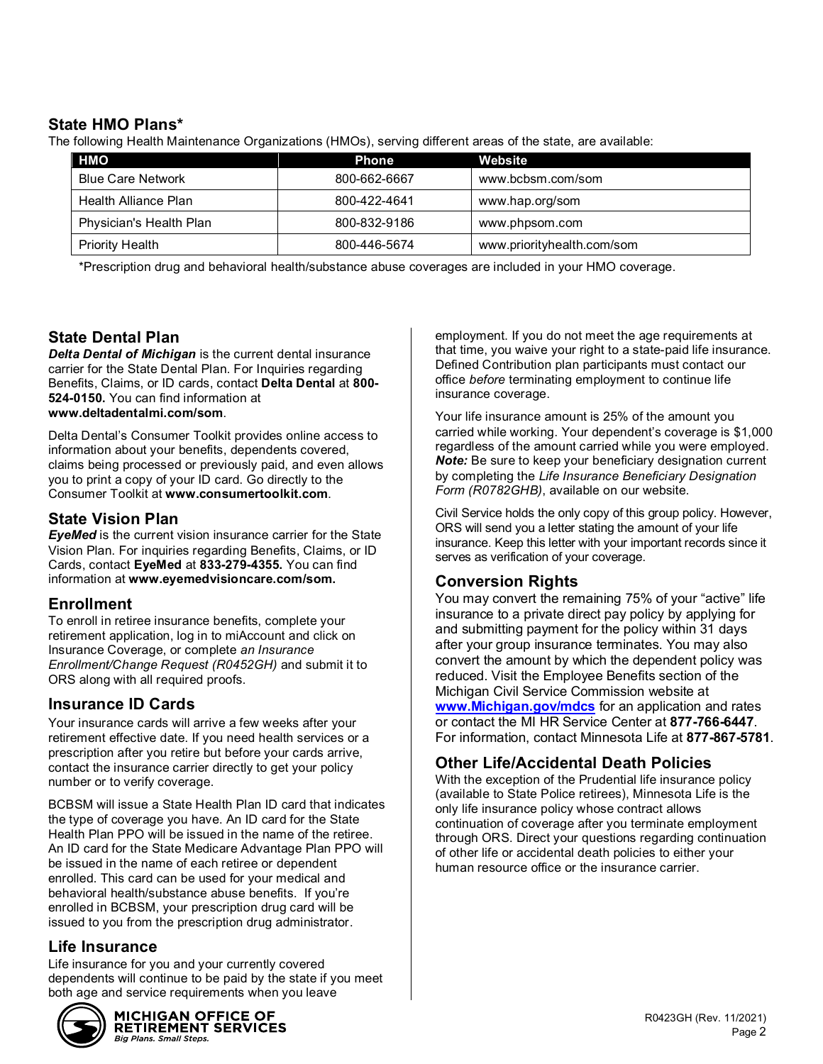## State HMO Plans*

The following Health Maintenance Organizations (HMOs), serving different areas of the state, are available:

| HMO | Phone | Website |
|---|---|---|
| Blue Care Network | 800-662-6667 | www.bcbsm.com/som |
| Health Alliance Plan | 800-422-4641 | www.hap.org/som |
| Physician's Health Plan | 800-832-9186 | www.phpsom.com |
| Priority Health | 800-446-5674 | www.priorityhealth.com/som |

*Prescription drug and behavioral health/substance abuse coverages are included in your HMO coverage.

## State Dental Plan

***Delta Dental of Michigan*** is the current dental insurance carrier for the State Dental Plan. For Inquiries regarding Benefits, Claims, or ID cards, contact **Delta Dental** at **800-524-0150.** You can find information at **www.deltadentalmi.com/som**.

Delta Dental's Consumer Toolkit provides online access to information about your benefits, dependents covered, claims being processed or previously paid, and even allows you to print a copy of your ID card. Go directly to the Consumer Toolkit at **www.consumertoolkit.com**.

## State Vision Plan

***EyeMed*** is the current vision insurance carrier for the State Vision Plan. For inquiries regarding Benefits, Claims, or ID Cards, contact **EyeMed** at **833-279-4355.** You can find information at **www.eyemedvisioncare.com/som.**

## Enrollment

To enroll in retiree insurance benefits, complete your retirement application, log in to miAccount and click on Insurance Coverage, or complete *an Insurance Enrollment/Change Request (R0452GH)* and submit it to ORS along with all required proofs.

## Insurance ID Cards

Your insurance cards will arrive a few weeks after your retirement effective date. If you need health services or a prescription after you retire but before your cards arrive, contact the insurance carrier directly to get your policy number or to verify coverage.

BCBSM will issue a State Health Plan ID card that indicates the type of coverage you have. An ID card for the State Health Plan PPO will be issued in the name of the retiree. An ID card for the State Medicare Advantage Plan PPO will be issued in the name of each retiree or dependent enrolled. This card can be used for your medical and behavioral health/substance abuse benefits. If you're enrolled in BCBSM, your prescription drug card will be issued to you from the prescription drug administrator.

## Life Insurance

Life insurance for you and your currently covered dependents will continue to be paid by the state if you meet both age and service requirements when you leave employment. If you do not meet the age requirements at that time, you waive your right to a state-paid life insurance. Defined Contribution plan participants must contact our office *before* terminating employment to continue life insurance coverage.

Your life insurance amount is 25% of the amount you carried while working. Your dependent's coverage is $1,000 regardless of the amount carried while you were employed. ***Note:*** Be sure to keep your beneficiary designation current by completing the *Life Insurance Beneficiary Designation Form (R0782GHB)*, available on our website.

Civil Service holds the only copy of this group policy. However, ORS will send you a letter stating the amount of your life insurance. Keep this letter with your important records since it serves as verification of your coverage.

## Conversion Rights

You may convert the remaining 75% of your "active" life insurance to a private direct pay policy by applying for and submitting payment for the policy within 31 days after your group insurance terminates. You may also convert the amount by which the dependent policy was reduced. Visit the Employee Benefits section of the Michigan Civil Service Commission website at **www.Michigan.gov/mdcs** for an application and rates or contact the MI HR Service Center at **877-766-6447**. For information, contact Minnesota Life at **877-867-5781**.

## Other Life/Accidental Death Policies

With the exception of the Prudential life insurance policy (available to State Police retirees), Minnesota Life is the only life insurance policy whose contract allows continuation of coverage after you terminate employment through ORS. Direct your questions regarding continuation of other life or accidental death policies to either your human resource office or the insurance carrier.

MICHIGAN OFFICE OF RETIREMENT SERVICES
*Big Plans. Small Steps.*

R0423GH (Rev. 11/2021)